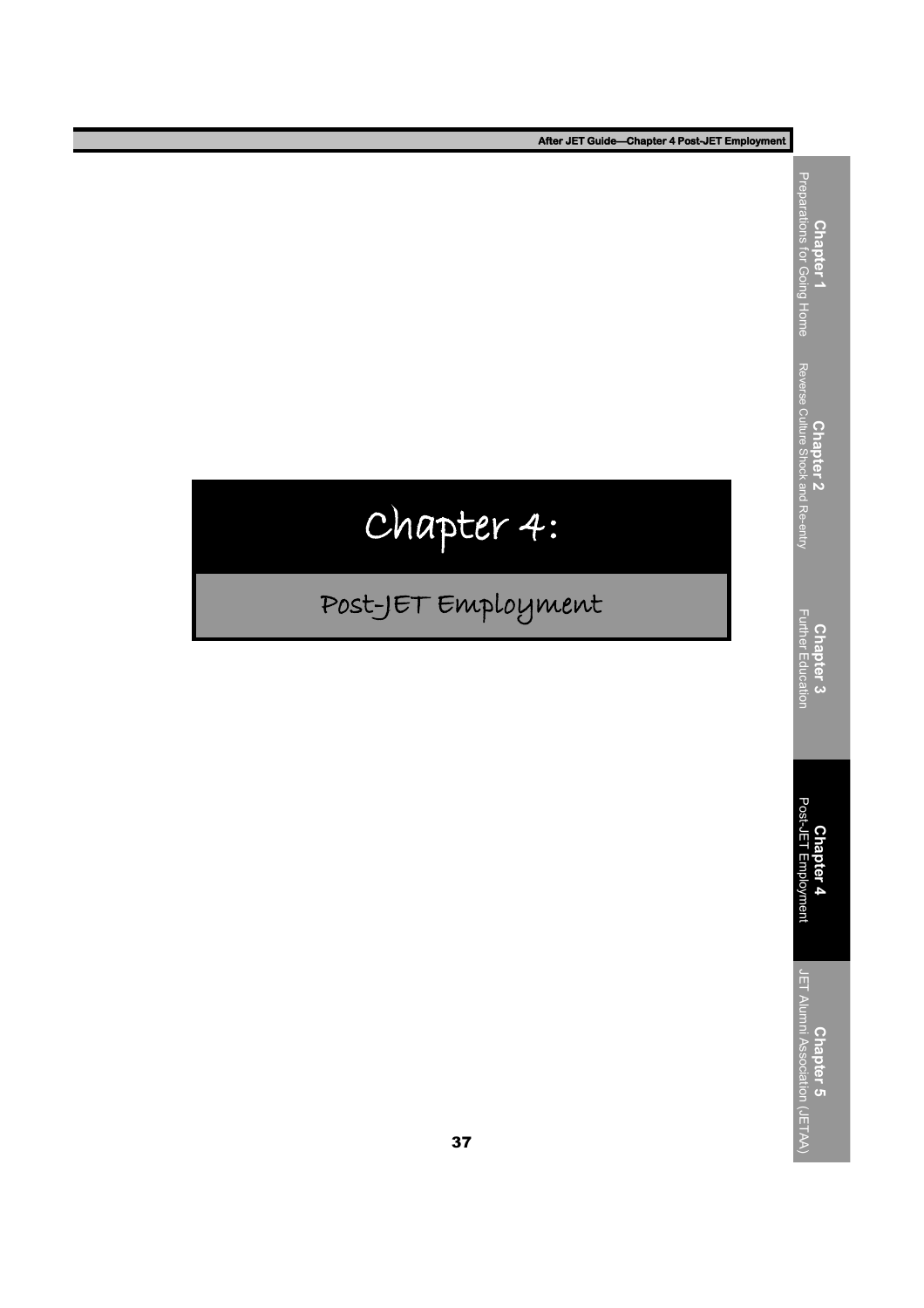# Chapter 4:

## Post-JET Employment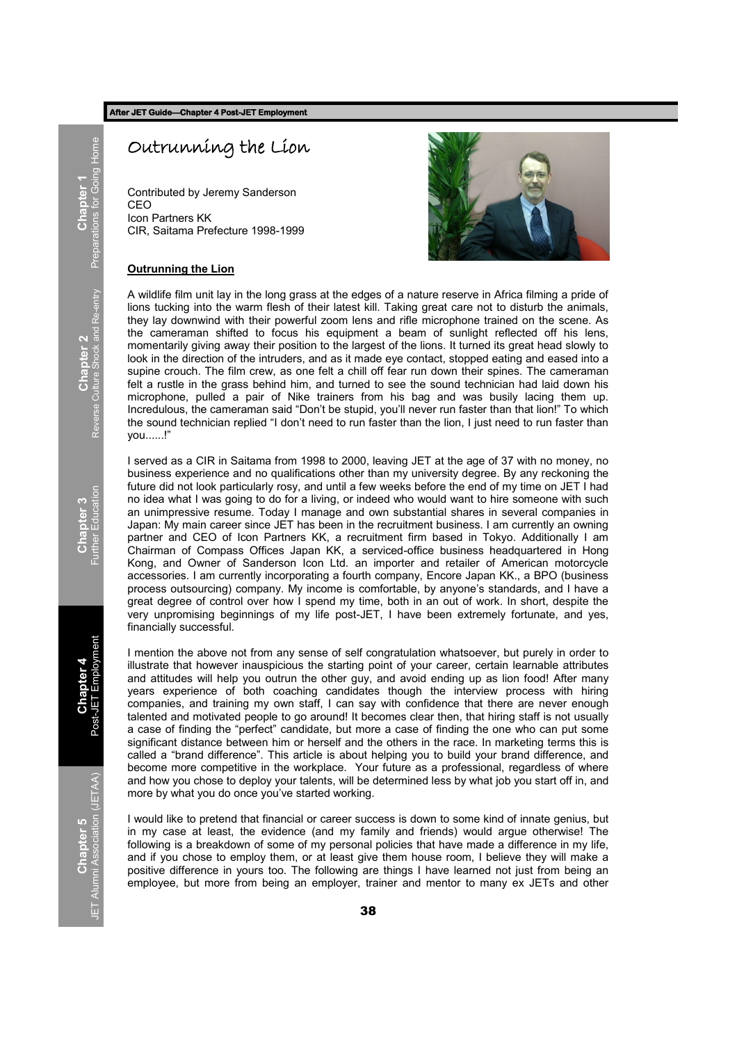# Outrunning the Lion

Contributed by Jeremy Sanderson
CEO
Icon Partners KK
CIR, Saitama Prefecture 1998-1999

**Outrunning the Lion**

A wildlife film unit lay in the long grass at the edges of a nature reserve in Africa filming a pride of lions tucking into the warm flesh of their latest kill. Taking great care not to disturb the animals, they lay downwind with their powerful zoom lens and rifle microphone trained on the scene. As the cameraman shifted to focus his equipment a beam of sunlight reflected off his lens, momentarily giving away their position to the largest of the lions. It turned its great head slowly to look in the direction of the intruders, and as it made eye contact, stopped eating and eased into a supine crouch. The film crew, as one felt a chill off fear run down their spines. The cameraman felt a rustle in the grass behind him, and turned to see the sound technician had laid down his microphone, pulled a pair of Nike trainers from his bag and was busily lacing them up. Incredulous, the cameraman said "Don't be stupid, you'll never run faster than that lion!" To which the sound technician replied "I don't need to run faster than the lion, I just need to run faster than you......!"

I served as a CIR in Saitama from 1998 to 2000, leaving JET at the age of 37 with no money, no business experience and no qualifications other than my university degree. By any reckoning the future did not look particularly rosy, and until a few weeks before the end of my time on JET I had no idea what I was going to do for a living, or indeed who would want to hire someone with such an unimpressive resume. Today I manage and own substantial shares in several companies in Japan: My main career since JET has been in the recruitment business. I am currently an owning partner and CEO of Icon Partners KK, a recruitment firm based in Tokyo. Additionally I am Chairman of Compass Offices Japan KK, a serviced-office business headquartered in Hong Kong, and Owner of Sanderson Icon Ltd. an importer and retailer of American motorcycle accessories. I am currently incorporating a fourth company, Encore Japan KK., a BPO (business process outsourcing) company. My income is comfortable, by anyone's standards, and I have a great degree of control over how I spend my time, both in an out of work. In short, despite the very unpromising beginnings of my life post-JET, I have been extremely fortunate, and yes, financially successful.

I mention the above not from any sense of self congratulation whatsoever, but purely in order to illustrate that however inauspicious the starting point of your career, certain learnable attributes and attitudes will help you outrun the other guy, and avoid ending up as lion food! After many years experience of both coaching candidates though the interview process with hiring companies, and training my own staff, I can say with confidence that there are never enough talented and motivated people to go around! It becomes clear then, that hiring staff is not usually a case of finding the "perfect" candidate, but more a case of finding the one who can put some significant distance between him or herself and the others in the race. In marketing terms this is called a "brand difference". This article is about helping you to build your brand difference, and become more competitive in the workplace. Your future as a professional, regardless of where and how you chose to deploy your talents, will be determined less by what job you start off in, and more by what you do once you've started working.

I would like to pretend that financial or career success is down to some kind of innate genius, but in my case at least, the evidence (and my family and friends) would argue otherwise! The following is a breakdown of some of my personal policies that have made a difference in my life, and if you chose to employ them, or at least give them house room, I believe they will make a positive difference in yours too. The following are things I have learned not just from being an employee, but more from being an employer, trainer and mentor to many ex JETs and other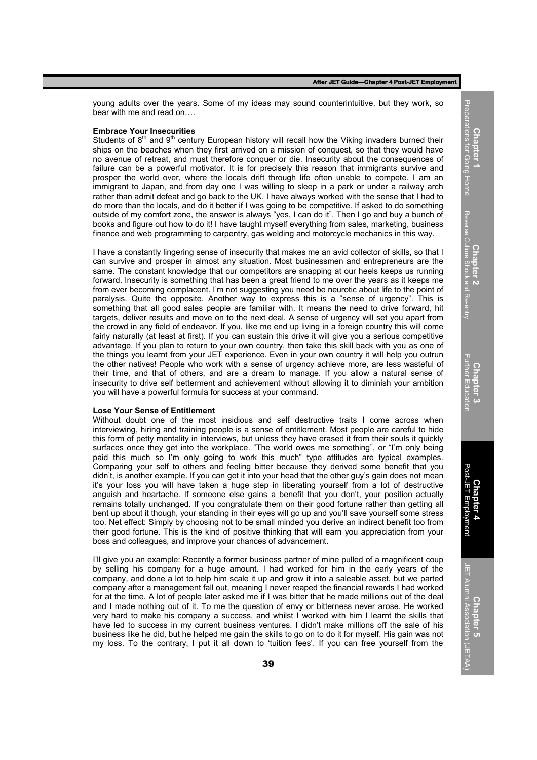young adults over the years. Some of my ideas may sound counterintuitive, but they work, so bear with me and read on….

**Embrace Your Insecurities**

Students of 8th and 9th century European history will recall how the Viking invaders burned their ships on the beaches when they first arrived on a mission of conquest, so that they would have no avenue of retreat, and must therefore conquer or die. Insecurity about the consequences of failure can be a powerful motivator. It is for precisely this reason that immigrants survive and prosper the world over, where the locals drift through life often unable to compete. I am an immigrant to Japan, and from day one I was willing to sleep in a park or under a railway arch rather than admit defeat and go back to the UK. I have always worked with the sense that I had to do more than the locals, and do it better if I was going to be competitive. If asked to do something outside of my comfort zone, the answer is always "yes, I can do it". Then I go and buy a bunch of books and figure out how to do it! I have taught myself everything from sales, marketing, business finance and web programming to carpentry, gas welding and motorcycle mechanics in this way.

I have a constantly lingering sense of insecurity that makes me an avid collector of skills, so that I can survive and prosper in almost any situation. Most businessmen and entrepreneurs are the same. The constant knowledge that our competitors are snapping at our heels keeps us running forward. Insecurity is something that has been a great friend to me over the years as it keeps me from ever becoming complacent. I'm not suggesting you need be neurotic about life to the point of paralysis. Quite the opposite. Another way to express this is a "sense of urgency". This is something that all good sales people are familiar with. It means the need to drive forward, hit targets, deliver results and move on to the next deal. A sense of urgency will set you apart from the crowd in any field of endeavor. If you, like me end up living in a foreign country this will come fairly naturally (at least at first). If you can sustain this drive it will give you a serious competitive advantage. If you plan to return to your own country, then take this skill back with you as one of the things you learnt from your JET experience. Even in your own country it will help you outrun the other natives! People who work with a sense of urgency achieve more, are less wasteful of their time, and that of others, and are a dream to manage. If you allow a natural sense of insecurity to drive self betterment and achievement without allowing it to diminish your ambition you will have a powerful formula for success at your command.

**Lose Your Sense of Entitlement**

Without doubt one of the most insidious and self destructive traits I come across when interviewing, hiring and training people is a sense of entitlement. Most people are careful to hide this form of petty mentality in interviews, but unless they have erased it from their souls it quickly surfaces once they get into the workplace. "The world owes me something", or "I'm only being paid this much so I'm only going to work this much" type attitudes are typical examples. Comparing your self to others and feeling bitter because they derived some benefit that you didn't, is another example. If you can get it into your head that the other guy's gain does not mean it's your loss you will have taken a huge step in liberating yourself from a lot of destructive anguish and heartache. If someone else gains a benefit that you don't, your position actually remains totally unchanged. If you congratulate them on their good fortune rather than getting all bent up about it though, your standing in their eyes will go up and you'll save yourself some stress too. Net effect: Simply by choosing not to be small minded you derive an indirect benefit too from their good fortune. This is the kind of positive thinking that will earn you appreciation from your boss and colleagues, and improve your chances of advancement.

I'll give you an example: Recently a former business partner of mine pulled of a magnificent coup by selling his company for a huge amount. I had worked for him in the early years of the company, and done a lot to help him scale it up and grow it into a saleable asset, but we parted company after a management fall out, meaning I never reaped the financial rewards I had worked for at the time. A lot of people later asked me if I was bitter that he made millions out of the deal and I made nothing out of it. To me the question of envy or bitterness never arose. He worked very hard to make his company a success, and whilst I worked with him I learnt the skills that have led to success in my current business ventures. I didn't make millions off the sale of his business like he did, but he helped me gain the skills to go on to do it for myself. His gain was not my loss. To the contrary, I put it all down to 'tuition fees'. If you can free yourself from the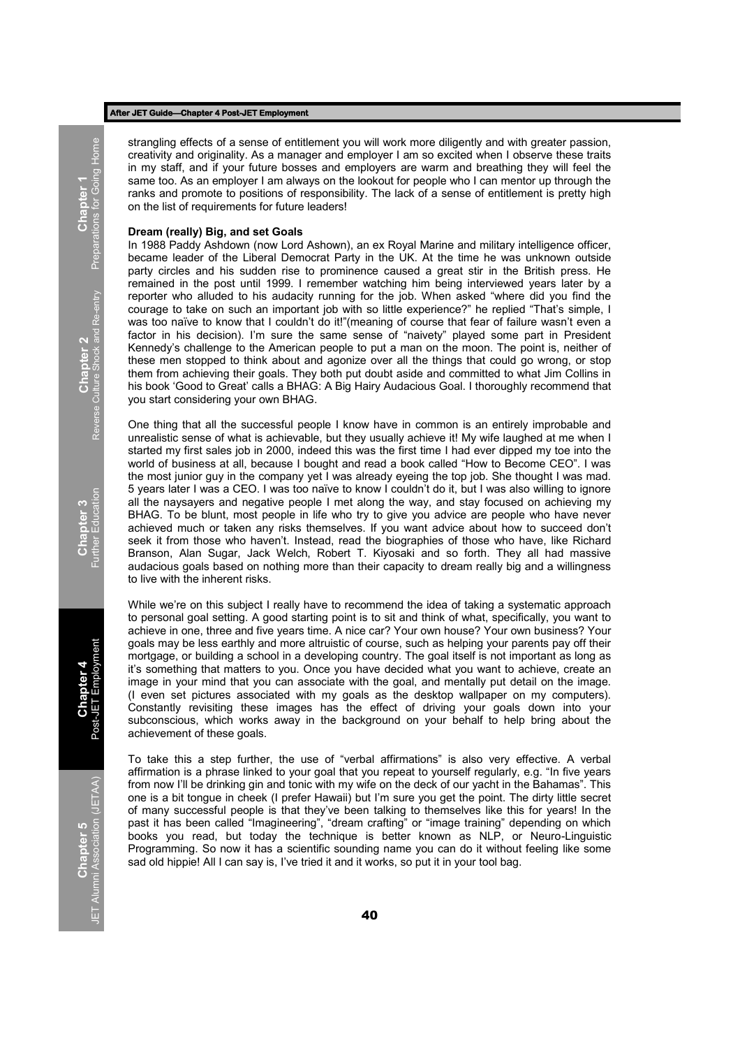strangling effects of a sense of entitlement you will work more diligently and with greater passion, creativity and originality. As a manager and employer I am so excited when I observe these traits in my staff, and if your future bosses and employers are warm and breathing they will feel the same too. As an employer I am always on the lookout for people who I can mentor up through the ranks and promote to positions of responsibility. The lack of a sense of entitlement is pretty high on the list of requirements for future leaders!

### Dream (really) Big, and set Goals

In 1988 Paddy Ashdown (now Lord Ashown), an ex Royal Marine and military intelligence officer, became leader of the Liberal Democrat Party in the UK. At the time he was unknown outside party circles and his sudden rise to prominence caused a great stir in the British press. He remained in the post until 1999. I remember watching him being interviewed years later by a reporter who alluded to his audacity running for the job. When asked "where did you find the courage to take on such an important job with so little experience?" he replied "That's simple, I was too naïve to know that I couldn't do it!"(meaning of course that fear of failure wasn't even a factor in his decision). I'm sure the same sense of "naivety" played some part in President Kennedy's challenge to the American people to put a man on the moon. The point is, neither of these men stopped to think about and agonize over all the things that could go wrong, or stop them from achieving their goals. They both put doubt aside and committed to what Jim Collins in his book 'Good to Great' calls a BHAG: A Big Hairy Audacious Goal. I thoroughly recommend that you start considering your own BHAG.

One thing that all the successful people I know have in common is an entirely improbable and unrealistic sense of what is achievable, but they usually achieve it! My wife laughed at me when I started my first sales job in 2000, indeed this was the first time I had ever dipped my toe into the world of business at all, because I bought and read a book called "How to Become CEO". I was the most junior guy in the company yet I was already eyeing the top job. She thought I was mad. 5 years later I was a CEO. I was too naïve to know I couldn't do it, but I was also willing to ignore all the naysayers and negative people I met along the way, and stay focused on achieving my BHAG. To be blunt, most people in life who try to give you advice are people who have never achieved much or taken any risks themselves. If you want advice about how to succeed don't seek it from those who haven't. Instead, read the biographies of those who have, like Richard Branson, Alan Sugar, Jack Welch, Robert T. Kiyosaki and so forth. They all had massive audacious goals based on nothing more than their capacity to dream really big and a willingness to live with the inherent risks.

While we're on this subject I really have to recommend the idea of taking a systematic approach to personal goal setting. A good starting point is to sit and think of what, specifically, you want to achieve in one, three and five years time. A nice car? Your own house? Your own business? Your goals may be less earthly and more altruistic of course, such as helping your parents pay off their mortgage, or building a school in a developing country. The goal itself is not important as long as it's something that matters to you. Once you have decided what you want to achieve, create an image in your mind that you can associate with the goal, and mentally put detail on the image. (I even set pictures associated with my goals as the desktop wallpaper on my computers). Constantly revisiting these images has the effect of driving your goals down into your subconscious, which works away in the background on your behalf to help bring about the achievement of these goals.

To take this a step further, the use of "verbal affirmations" is also very effective. A verbal affirmation is a phrase linked to your goal that you repeat to yourself regularly, e.g. "In five years from now I'll be drinking gin and tonic with my wife on the deck of our yacht in the Bahamas". This one is a bit tongue in cheek (I prefer Hawaii) but I'm sure you get the point. The dirty little secret of many successful people is that they've been talking to themselves like this for years! In the past it has been called "Imagineering", "dream crafting" or "image training" depending on which books you read, but today the technique is better known as NLP, or Neuro-Linguistic Programming. So now it has a scientific sounding name you can do it without feeling like some sad old hippie! All I can say is, I've tried it and it works, so put it in your tool bag.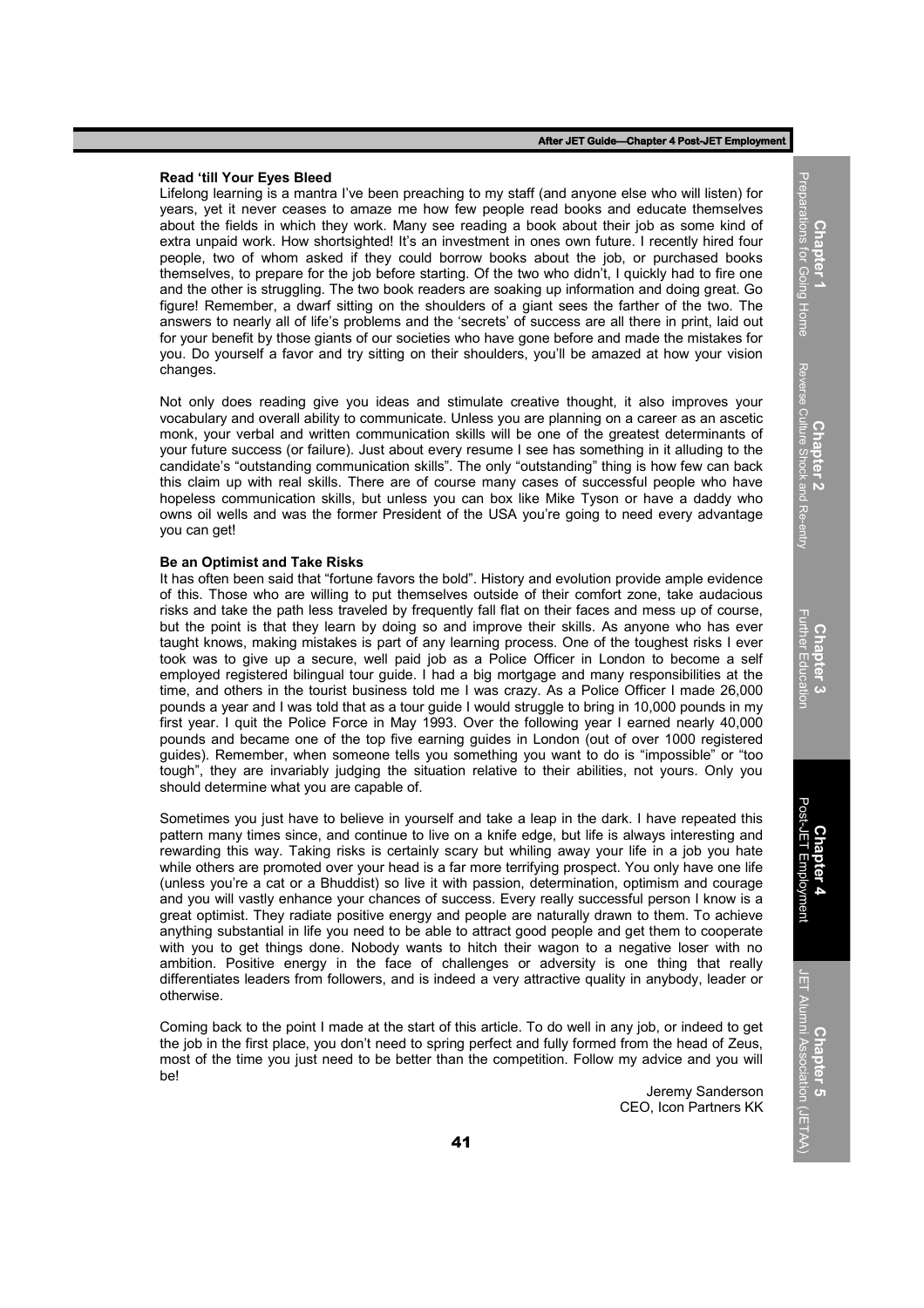**Read 'till Your Eyes Bleed**

Lifelong learning is a mantra I've been preaching to my staff (and anyone else who will listen) for years, yet it never ceases to amaze me how few people read books and educate themselves about the fields in which they work. Many see reading a book about their job as some kind of extra unpaid work. How shortsighted! It's an investment in ones own future. I recently hired four people, two of whom asked if they could borrow books about the job, or purchased books themselves, to prepare for the job before starting. Of the two who didn't, I quickly had to fire one and the other is struggling. The two book readers are soaking up information and doing great. Go figure! Remember, a dwarf sitting on the shoulders of a giant sees the farther of the two. The answers to nearly all of life's problems and the 'secrets' of success are all there in print, laid out for your benefit by those giants of our societies who have gone before and made the mistakes for you. Do yourself a favor and try sitting on their shoulders, you'll be amazed at how your vision changes.

Not only does reading give you ideas and stimulate creative thought, it also improves your vocabulary and overall ability to communicate. Unless you are planning on a career as an ascetic monk, your verbal and written communication skills will be one of the greatest determinants of your future success (or failure). Just about every resume I see has something in it alluding to the candidate's "outstanding communication skills". The only "outstanding" thing is how few can back this claim up with real skills. There are of course many cases of successful people who have hopeless communication skills, but unless you can box like Mike Tyson or have a daddy who owns oil wells and was the former President of the USA you're going to need every advantage you can get!

**Be an Optimist and Take Risks**

It has often been said that "fortune favors the bold". History and evolution provide ample evidence of this. Those who are willing to put themselves outside of their comfort zone, take audacious risks and take the path less traveled by frequently fall flat on their faces and mess up of course, but the point is that they learn by doing so and improve their skills. As anyone who has ever taught knows, making mistakes is part of any learning process. One of the toughest risks I ever took was to give up a secure, well paid job as a Police Officer in London to become a self employed registered bilingual tour guide. I had a big mortgage and many responsibilities at the time, and others in the tourist business told me I was crazy. As a Police Officer I made 26,000 pounds a year and I was told that as a tour guide I would struggle to bring in 10,000 pounds in my first year. I quit the Police Force in May 1993. Over the following year I earned nearly 40,000 pounds and became one of the top five earning guides in London (out of over 1000 registered guides). Remember, when someone tells you something you want to do is "impossible" or "too tough", they are invariably judging the situation relative to their abilities, not yours. Only you should determine what you are capable of.

Sometimes you just have to believe in yourself and take a leap in the dark. I have repeated this pattern many times since, and continue to live on a knife edge, but life is always interesting and rewarding this way. Taking risks is certainly scary but whiling away your life in a job you hate while others are promoted over your head is a far more terrifying prospect. You only have one life (unless you're a cat or a Bhuddist) so live it with passion, determination, optimism and courage and you will vastly enhance your chances of success. Every really successful person I know is a great optimist. They radiate positive energy and people are naturally drawn to them. To achieve anything substantial in life you need to be able to attract good people and get them to cooperate with you to get things done. Nobody wants to hitch their wagon to a negative loser with no ambition. Positive energy in the face of challenges or adversity is one thing that really differentiates leaders from followers, and is indeed a very attractive quality in anybody, leader or otherwise.

Coming back to the point I made at the start of this article. To do well in any job, or indeed to get the job in the first place, you don't need to spring perfect and fully formed from the head of Zeus, most of the time you just need to be better than the competition. Follow my advice and you will be!

Jeremy Sanderson
CEO, Icon Partners KK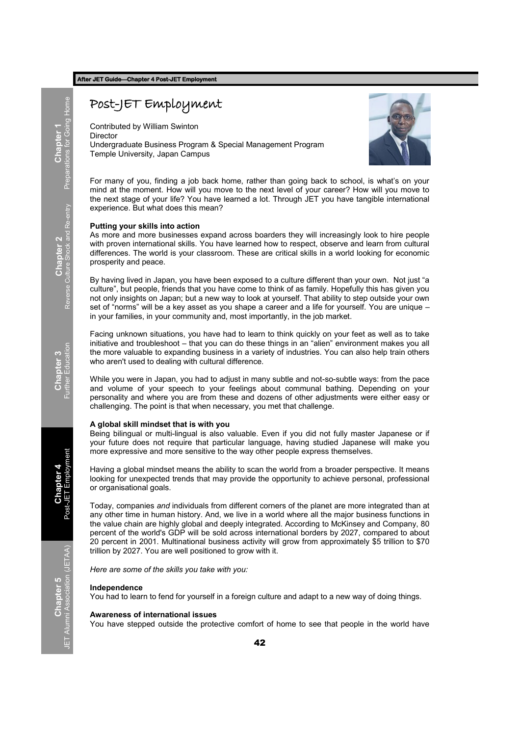# Post-JET Employment

Contributed by William Swinton
Director
Undergraduate Business Program & Special Management Program
Temple University, Japan Campus

For many of you, finding a job back home, rather than going back to school, is what's on your mind at the moment. How will you move to the next level of your career? How will you move to the next stage of your life? You have learned a lot. Through JET you have tangible international experience. But what does this mean?

**Putting your skills into action**

As more and more businesses expand across boarders they will increasingly look to hire people with proven international skills. You have learned how to respect, observe and learn from cultural differences. The world is your classroom. These are critical skills in a world looking for economic prosperity and peace.

By having lived in Japan, you have been exposed to a culture different than your own. Not just "a culture", but people, friends that you have come to think of as family. Hopefully this has given you not only insights on Japan; but a new way to look at yourself. That ability to step outside your own set of "norms" will be a key asset as you shape a career and a life for yourself. You are unique – in your families, in your community and, most importantly, in the job market.

Facing unknown situations, you have had to learn to think quickly on your feet as well as to take initiative and troubleshoot – that you can do these things in an "alien" environment makes you all the more valuable to expanding business in a variety of industries. You can also help train others who aren't used to dealing with cultural difference.

While you were in Japan, you had to adjust in many subtle and not-so-subtle ways: from the pace and volume of your speech to your feelings about communal bathing. Depending on your personality and where you are from these and dozens of other adjustments were either easy or challenging. The point is that when necessary, you met that challenge.

**A global skill mindset that is with you**

Being bilingual or multi-lingual is also valuable. Even if you did not fully master Japanese or if your future does not require that particular language, having studied Japanese will make you more expressive and more sensitive to the way other people express themselves.

Having a global mindset means the ability to scan the world from a broader perspective. It means looking for unexpected trends that may provide the opportunity to achieve personal, professional or organisational goals.

Today, companies *and* individuals from different corners of the planet are more integrated than at any other time in human history. And, we live in a world where all the major business functions in the value chain are highly global and deeply integrated. According to McKinsey and Company, 80 percent of the world's GDP will be sold across international borders by 2027, compared to about 20 percent in 2001. Multinational business activity will grow from approximately $5 trillion to $70 trillion by 2027. You are well positioned to grow with it.

*Here are some of the skills you take with you:*

**Independence**

You had to learn to fend for yourself in a foreign culture and adapt to a new way of doing things.

**Awareness of international issues**

You have stepped outside the protective comfort of home to see that people in the world have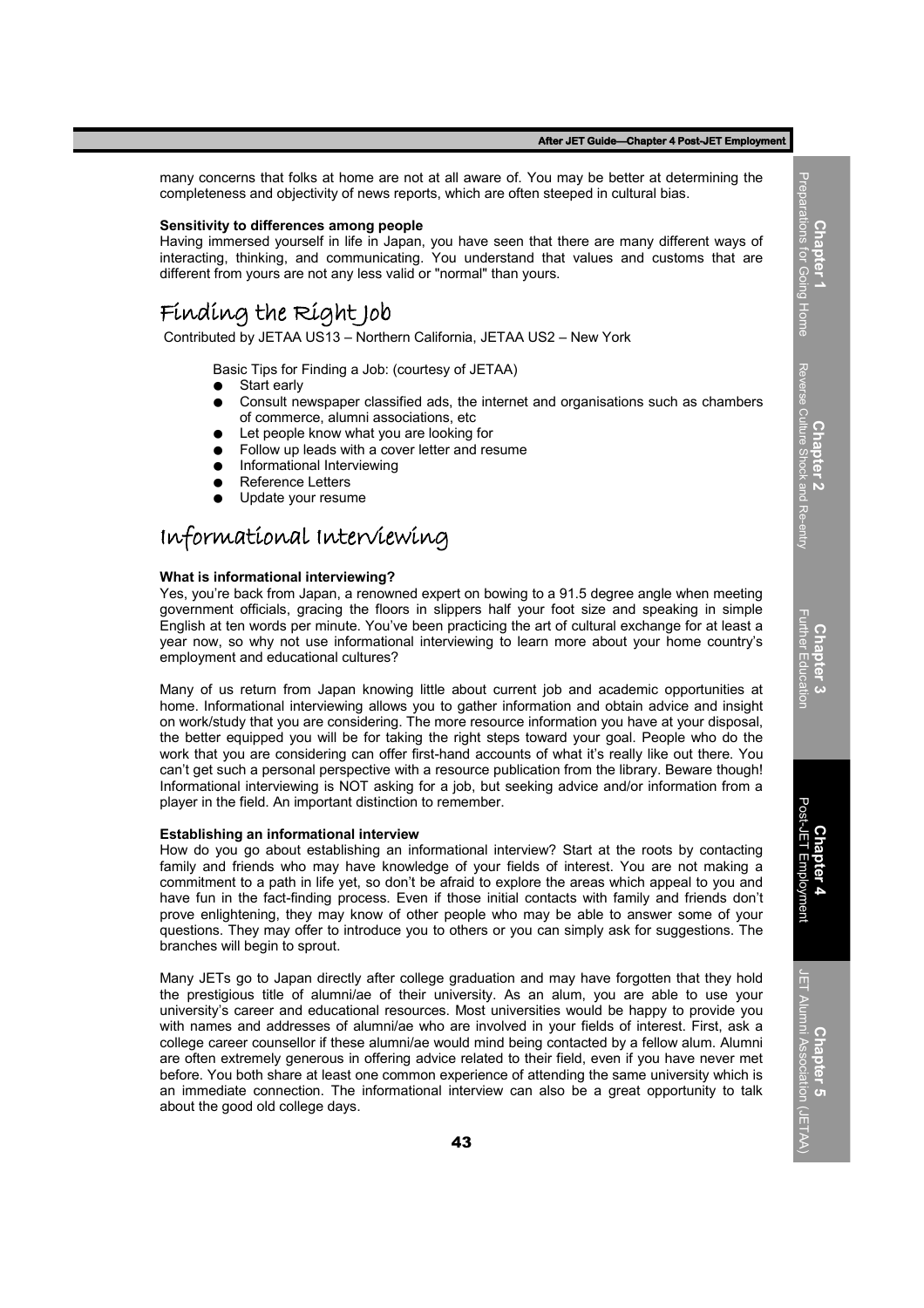many concerns that folks at home are not at all aware of. You may be better at determining the completeness and objectivity of news reports, which are often steeped in cultural bias.

**Sensitivity to differences among people**

Having immersed yourself in life in Japan, you have seen that there are many different ways of interacting, thinking, and communicating. You understand that values and customs that are different from yours are not any less valid or "normal" than yours.

## Finding the Right Job

Contributed by JETAA US13 – Northern California, JETAA US2 – New York

Basic Tips for Finding a Job: (courtesy of JETAA)

- Start early
- Consult newspaper classified ads, the internet and organisations such as chambers of commerce, alumni associations, etc
- Let people know what you are looking for
- Follow up leads with a cover letter and resume
- Informational Interviewing
- Reference Letters
- Update your resume

## Informational Interviewing

**What is informational interviewing?**

Yes, you're back from Japan, a renowned expert on bowing to a 91.5 degree angle when meeting government officials, gracing the floors in slippers half your foot size and speaking in simple English at ten words per minute. You've been practicing the art of cultural exchange for at least a year now, so why not use informational interviewing to learn more about your home country's employment and educational cultures?

Many of us return from Japan knowing little about current job and academic opportunities at home. Informational interviewing allows you to gather information and obtain advice and insight on work/study that you are considering. The more resource information you have at your disposal, the better equipped you will be for taking the right steps toward your goal. People who do the work that you are considering can offer first-hand accounts of what it's really like out there. You can't get such a personal perspective with a resource publication from the library. Beware though! Informational interviewing is NOT asking for a job, but seeking advice and/or information from a player in the field. An important distinction to remember.

**Establishing an informational interview**

How do you go about establishing an informational interview? Start at the roots by contacting family and friends who may have knowledge of your fields of interest. You are not making a commitment to a path in life yet, so don't be afraid to explore the areas which appeal to you and have fun in the fact-finding process. Even if those initial contacts with family and friends don't prove enlightening, they may know of other people who may be able to answer some of your questions. They may offer to introduce you to others or you can simply ask for suggestions. The branches will begin to sprout.

Many JETs go to Japan directly after college graduation and may have forgotten that they hold the prestigious title of alumni/ae of their university. As an alum, you are able to use your university's career and educational resources. Most universities would be happy to provide you with names and addresses of alumni/ae who are involved in your fields of interest. First, ask a college career counsellor if these alumni/ae would mind being contacted by a fellow alum. Alumni are often extremely generous in offering advice related to their field, even if you have never met before. You both share at least one common experience of attending the same university which is an immediate connection. The informational interview can also be a great opportunity to talk about the good old college days.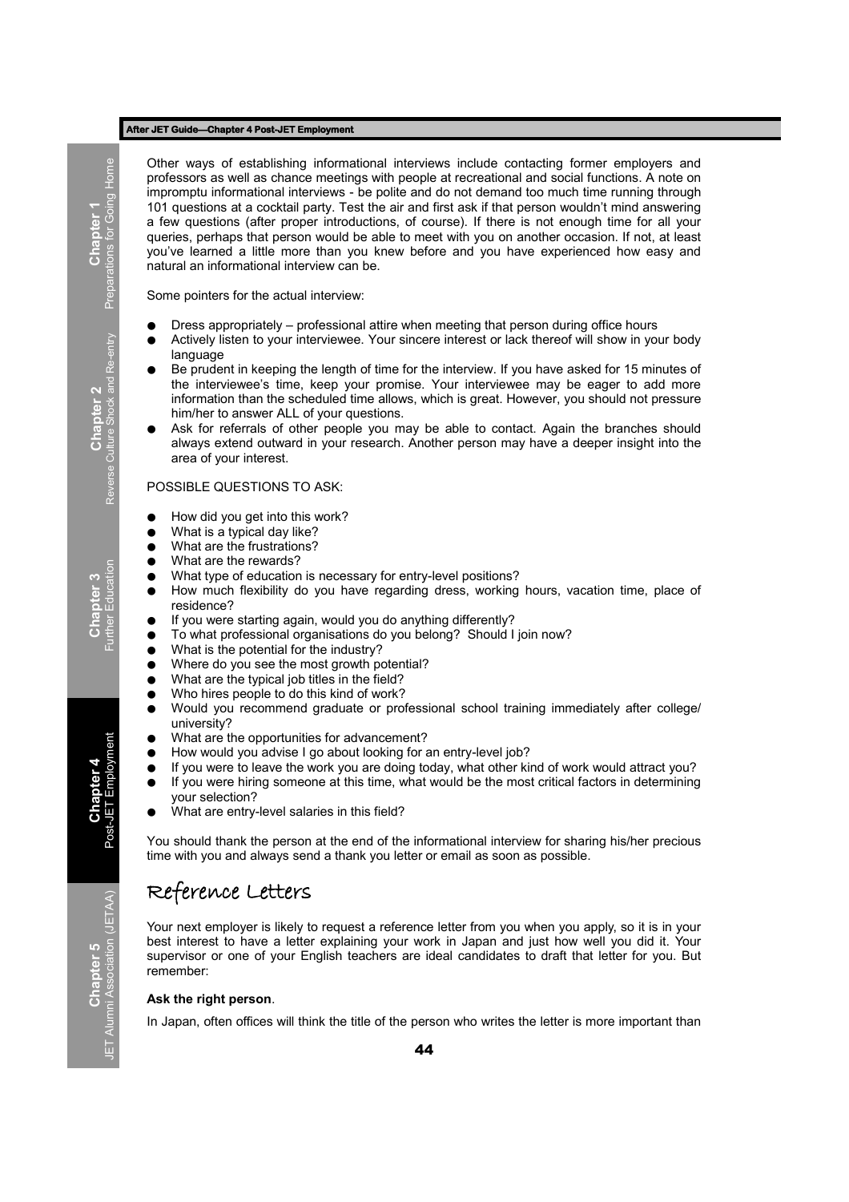Other ways of establishing informational interviews include contacting former employers and professors as well as chance meetings with people at recreational and social functions. A note on impromptu informational interviews - be polite and do not demand too much time running through 101 questions at a cocktail party. Test the air and first ask if that person wouldn't mind answering a few questions (after proper introductions, of course). If there is not enough time for all your queries, perhaps that person would be able to meet with you on another occasion. If not, at least you've learned a little more than you knew before and you have experienced how easy and natural an informational interview can be.

Some pointers for the actual interview:

- Dress appropriately – professional attire when meeting that person during office hours
- Actively listen to your interviewee. Your sincere interest or lack thereof will show in your body language
- Be prudent in keeping the length of time for the interview. If you have asked for 15 minutes of the interviewee's time, keep your promise. Your interviewee may be eager to add more information than the scheduled time allows, which is great. However, you should not pressure him/her to answer ALL of your questions.
- Ask for referrals of other people you may be able to contact. Again the branches should always extend outward in your research. Another person may have a deeper insight into the area of your interest.

POSSIBLE QUESTIONS TO ASK:

- How did you get into this work?
- What is a typical day like?
- What are the frustrations?
- What are the rewards?
- What type of education is necessary for entry-level positions?
- How much flexibility do you have regarding dress, working hours, vacation time, place of residence?
- If you were starting again, would you do anything differently?
- To what professional organisations do you belong? Should I join now?
- What is the potential for the industry?
- Where do you see the most growth potential?
- What are the typical job titles in the field?
- Who hires people to do this kind of work?
- Would you recommend graduate or professional school training immediately after college/ university?
- What are the opportunities for advancement?
- How would you advise I go about looking for an entry-level job?
- If you were to leave the work you are doing today, what other kind of work would attract you?
- If you were hiring someone at this time, what would be the most critical factors in determining your selection?
- What are entry-level salaries in this field?

You should thank the person at the end of the informational interview for sharing his/her precious time with you and always send a thank you letter or email as soon as possible.

## Reference Letters

Your next employer is likely to request a reference letter from you when you apply, so it is in your best interest to have a letter explaining your work in Japan and just how well you did it. Your supervisor or one of your English teachers are ideal candidates to draft that letter for you. But remember:

**Ask the right person**.

In Japan, often offices will think the title of the person who writes the letter is more important than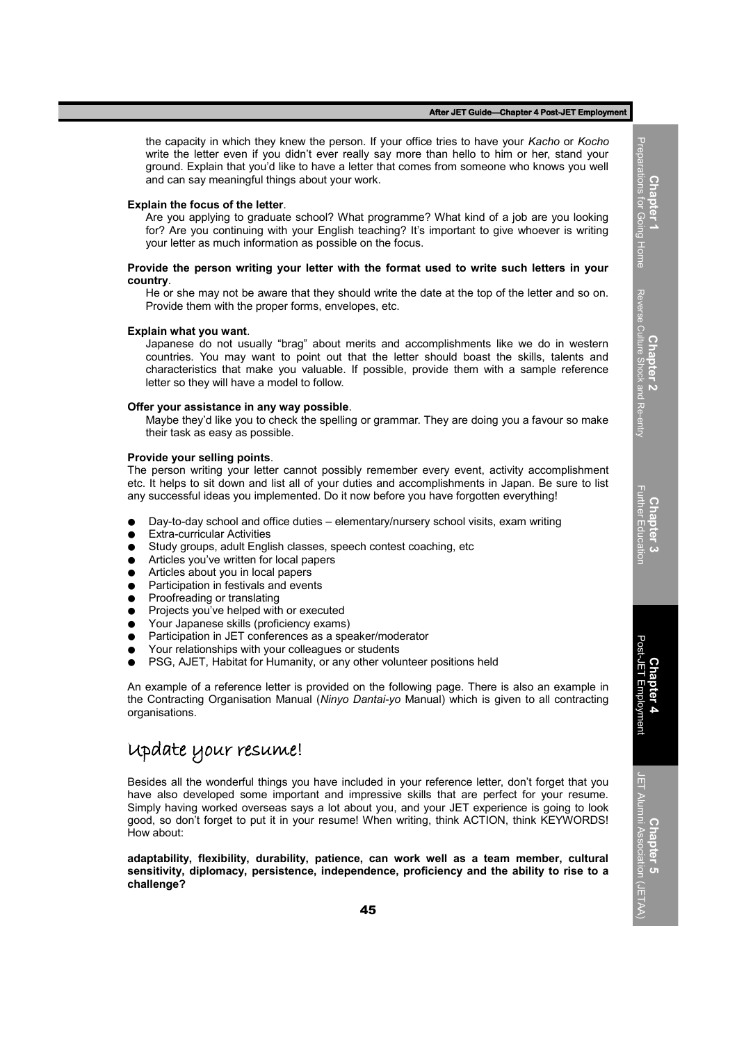the capacity in which they knew the person. If your office tries to have your *Kacho* or *Kocho* write the letter even if you didn't ever really say more than hello to him or her, stand your ground. Explain that you'd like to have a letter that comes from someone who knows you well and can say meaningful things about your work.

**Explain the focus of the letter**.

Are you applying to graduate school? What programme? What kind of a job are you looking for? Are you continuing with your English teaching? It's important to give whoever is writing your letter as much information as possible on the focus.

**Provide the person writing your letter with the format used to write such letters in your country**.

He or she may not be aware that they should write the date at the top of the letter and so on. Provide them with the proper forms, envelopes, etc.

**Explain what you want**.

Japanese do not usually "brag" about merits and accomplishments like we do in western countries. You may want to point out that the letter should boast the skills, talents and characteristics that make you valuable. If possible, provide them with a sample reference letter so they will have a model to follow.

**Offer your assistance in any way possible**.

Maybe they'd like you to check the spelling or grammar. They are doing you a favour so make their task as easy as possible.

**Provide your selling points**.

The person writing your letter cannot possibly remember every event, activity accomplishment etc. It helps to sit down and list all of your duties and accomplishments in Japan. Be sure to list any successful ideas you implemented. Do it now before you have forgotten everything!

- Day-to-day school and office duties – elementary/nursery school visits, exam writing
- Extra-curricular Activities
- Study groups, adult English classes, speech contest coaching, etc
- Articles you've written for local papers
- Articles about you in local papers
- Participation in festivals and events
- Proofreading or translating
- Projects you've helped with or executed
- Your Japanese skills (proficiency exams)
- Participation in JET conferences as a speaker/moderator
- Your relationships with your colleagues or students
- PSG, AJET, Habitat for Humanity, or any other volunteer positions held

An example of a reference letter is provided on the following page. There is also an example in the Contracting Organisation Manual (*Ninyo Dantai-yo* Manual) which is given to all contracting organisations.

## Update your resume!

Besides all the wonderful things you have included in your reference letter, don't forget that you have also developed some important and impressive skills that are perfect for your resume. Simply having worked overseas says a lot about you, and your JET experience is going to look good, so don't forget to put it in your resume! When writing, think ACTION, think KEYWORDS! How about:

**adaptability, flexibility, durability, patience, can work well as a team member, cultural sensitivity, diplomacy, persistence, independence, proficiency and the ability to rise to a challenge?**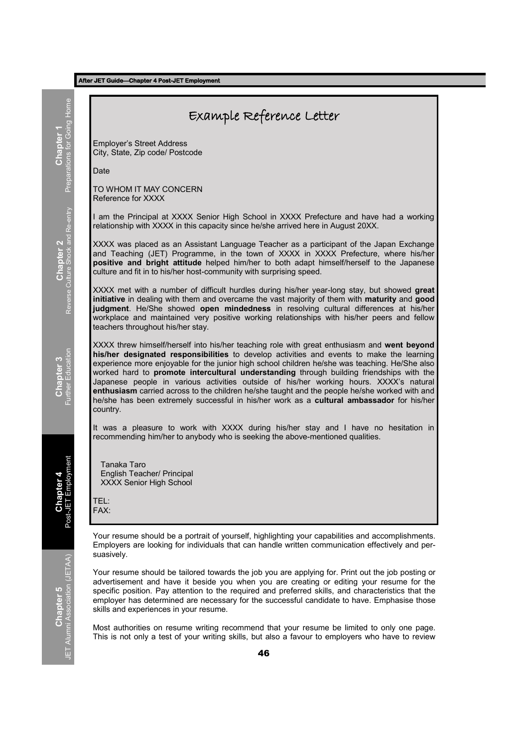## Example Reference Letter

Employer's Street Address
City, State, Zip code/ Postcode

Date

TO WHOM IT MAY CONCERN
Reference for XXXX

I am the Principal at XXXX Senior High School in XXXX Prefecture and have had a working relationship with XXXX in this capacity since he/she arrived here in August 20XX.

XXXX was placed as an Assistant Language Teacher as a participant of the Japan Exchange and Teaching (JET) Programme, in the town of XXXX in XXXX Prefecture, where his/her **positive and bright attitude** helped him/her to both adapt himself/herself to the Japanese culture and fit in to his/her host-community with surprising speed.

XXXX met with a number of difficult hurdles during his/her year-long stay, but showed **great initiative** in dealing with them and overcame the vast majority of them with **maturity** and **good judgment**. He/She showed **open mindedness** in resolving cultural differences at his/her workplace and maintained very positive working relationships with his/her peers and fellow teachers throughout his/her stay.

XXXX threw himself/herself into his/her teaching role with great enthusiasm and **went beyond his/her designated responsibilities** to develop activities and events to make the learning experience more enjoyable for the junior high school children he/she was teaching. He/She also worked hard to **promote intercultural understanding** through building friendships with the Japanese people in various activities outside of his/her working hours. XXXX's natural **enthusiasm** carried across to the children he/she taught and the people he/she worked with and he/she has been extremely successful in his/her work as a **cultural ambassador** for his/her country.

It was a pleasure to work with XXXX during his/her stay and I have no hesitation in recommending him/her to anybody who is seeking the above-mentioned qualities.

Tanaka Taro
English Teacher/ Principal
XXXX Senior High School

TEL:
FAX:

Your resume should be a portrait of yourself, highlighting your capabilities and accomplishments. Employers are looking for individuals that can handle written communication effectively and persuasively.

Your resume should be tailored towards the job you are applying for. Print out the job posting or advertisement and have it beside you when you are creating or editing your resume for the specific position. Pay attention to the required and preferred skills, and characteristics that the employer has determined are necessary for the successful candidate to have. Emphasise those skills and experiences in your resume.

Most authorities on resume writing recommend that your resume be limited to only one page. This is not only a test of your writing skills, but also a favour to employers who have to review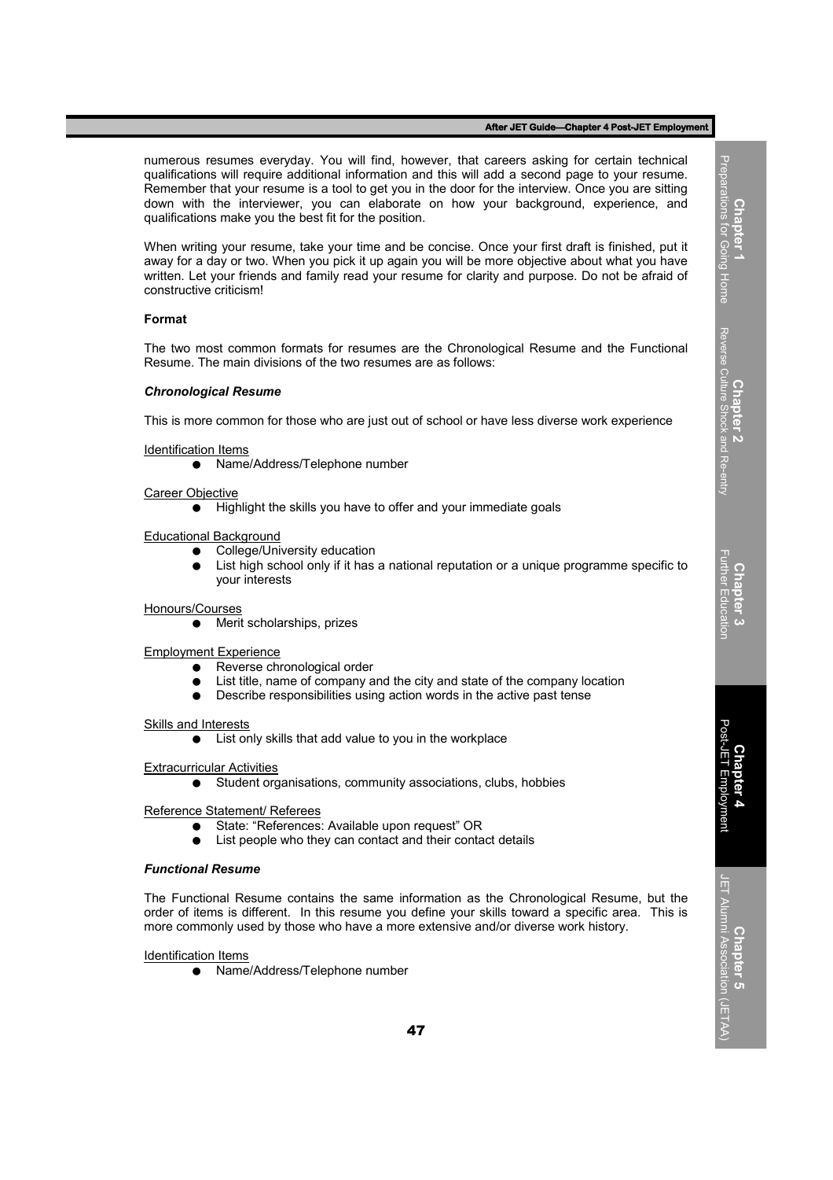numerous resumes everyday. You will find, however, that careers asking for certain technical qualifications will require additional information and this will add a second page to your resume. Remember that your resume is a tool to get you in the door for the interview. Once you are sitting down with the interviewer, you can elaborate on how your background, experience, and qualifications make you the best fit for the position.

When writing your resume, take your time and be concise. Once your first draft is finished, put it away for a day or two. When you pick it up again you will be more objective about what you have written. Let your friends and family read your resume for clarity and purpose. Do not be afraid of constructive criticism!

**Format**

The two most common formats for resumes are the Chronological Resume and the Functional Resume. The main divisions of the two resumes are as follows:

***Chronological Resume***

This is more common for those who are just out of school or have less diverse work experience

<u>Identification Items</u>

- Name/Address/Telephone number

<u>Career Objective</u>

- Highlight the skills you have to offer and your immediate goals

<u>Educational Background</u>

- College/University education
- List high school only if it has a national reputation or a unique programme specific to your interests

<u>Honours/Courses</u>

- Merit scholarships, prizes

<u>Employment Experience</u>

- Reverse chronological order
- List title, name of company and the city and state of the company location
- Describe responsibilities using action words in the active past tense

<u>Skills and Interests</u>

- List only skills that add value to you in the workplace

<u>Extracurricular Activities</u>

- Student organisations, community associations, clubs, hobbies

<u>Reference Statement/ Referees</u>

- State: “References: Available upon request” OR
- List people who they can contact and their contact details

***Functional Resume***

The Functional Resume contains the same information as the Chronological Resume, but the order of items is different. In this resume you define your skills toward a specific area. This is more commonly used by those who have a more extensive and/or diverse work history.

<u>Identification Items</u>

- Name/Address/Telephone number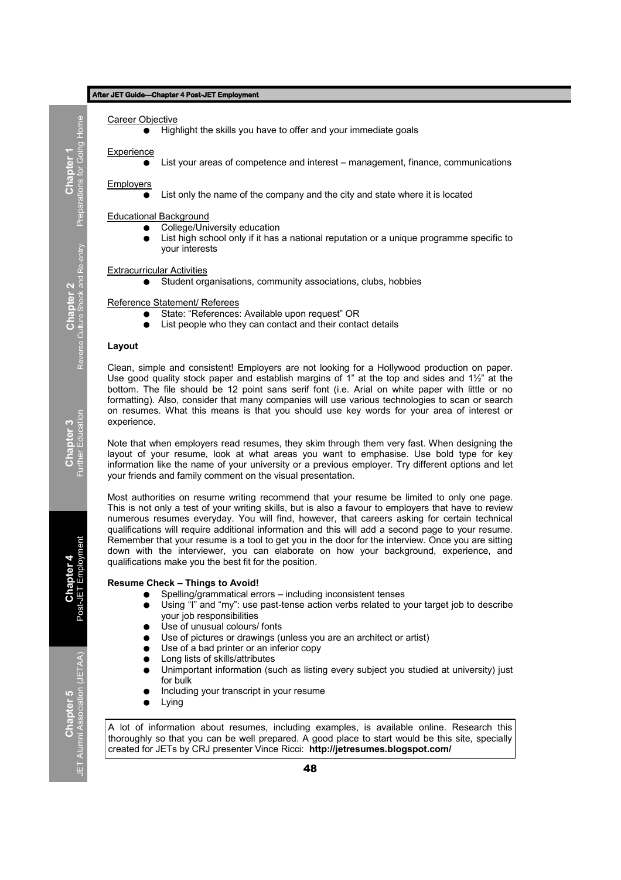Career Objective

- Highlight the skills you have to offer and your immediate goals

Experience

- List your areas of competence and interest – management, finance, communications

Employers

- List only the name of the company and the city and state where it is located

Educational Background

- College/University education
- List high school only if it has a national reputation or a unique programme specific to your interests

Extracurricular Activities

- Student organisations, community associations, clubs, hobbies

Reference Statement/ Referees

- State: "References: Available upon request" OR
- List people who they can contact and their contact details

**Layout**

Clean, simple and consistent! Employers are not looking for a Hollywood production on paper. Use good quality stock paper and establish margins of 1" at the top and sides and 1½" at the bottom. The file should be 12 point sans serif font (i.e. Arial on white paper with little or no formatting). Also, consider that many companies will use various technologies to scan or search on resumes. What this means is that you should use key words for your area of interest or experience.

Note that when employers read resumes, they skim through them very fast. When designing the layout of your resume, look at what areas you want to emphasise. Use bold type for key information like the name of your university or a previous employer. Try different options and let your friends and family comment on the visual presentation.

Most authorities on resume writing recommend that your resume be limited to only one page. This is not only a test of your writing skills, but is also a favour to employers that have to review numerous resumes everyday. You will find, however, that careers asking for certain technical qualifications will require additional information and this will add a second page to your resume. Remember that your resume is a tool to get you in the door for the interview. Once you are sitting down with the interviewer, you can elaborate on how your background, experience, and qualifications make you the best fit for the position.

**Resume Check – Things to Avoid!**

- Spelling/grammatical errors – including inconsistent tenses
- Using "I" and "my": use past-tense action verbs related to your target job to describe your job responsibilities
- Use of unusual colours/ fonts
- Use of pictures or drawings (unless you are an architect or artist)
- Use of a bad printer or an inferior copy
- Long lists of skills/attributes
- Unimportant information (such as listing every subject you studied at university) just for bulk
- Including your transcript in your resume
- Lying

A lot of information about resumes, including examples, is available online. Research this thoroughly so that you can be well prepared. A good place to start would be this site, specially created for JETs by CRJ presenter Vince Ricci: **http://jetresumes.blogspot.com/**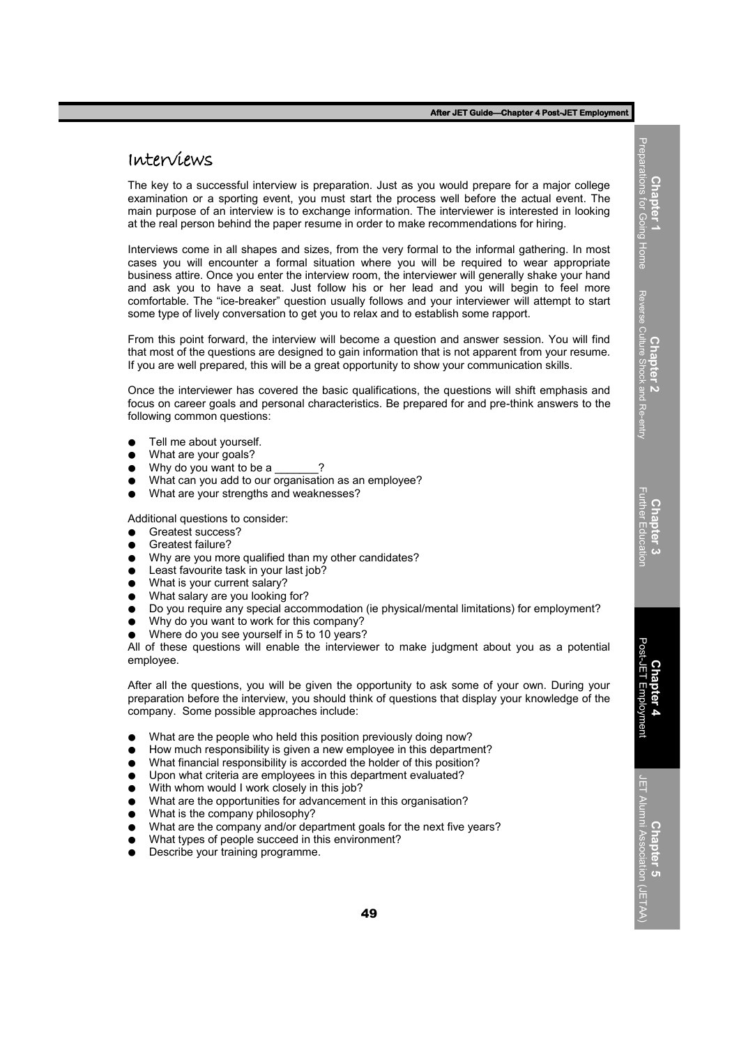# Interviews

The key to a successful interview is preparation. Just as you would prepare for a major college examination or a sporting event, you must start the process well before the actual event. The main purpose of an interview is to exchange information. The interviewer is interested in looking at the real person behind the paper resume in order to make recommendations for hiring.

Interviews come in all shapes and sizes, from the very formal to the informal gathering. In most cases you will encounter a formal situation where you will be required to wear appropriate business attire. Once you enter the interview room, the interviewer will generally shake your hand and ask you to have a seat. Just follow his or her lead and you will begin to feel more comfortable. The "ice-breaker" question usually follows and your interviewer will attempt to start some type of lively conversation to get you to relax and to establish some rapport.

From this point forward, the interview will become a question and answer session. You will find that most of the questions are designed to gain information that is not apparent from your resume. If you are well prepared, this will be a great opportunity to show your communication skills.

Once the interviewer has covered the basic qualifications, the questions will shift emphasis and focus on career goals and personal characteristics. Be prepared for and pre-think answers to the following common questions:

- Tell me about yourself.
- What are your goals?
- Why do you want to be a _______?
- What can you add to our organisation as an employee?
- What are your strengths and weaknesses?

Additional questions to consider:

- Greatest success?
- Greatest failure?
- Why are you more qualified than my other candidates?
- Least favourite task in your last job?
- What is your current salary?
- What salary are you looking for?
- Do you require any special accommodation (ie physical/mental limitations) for employment?
- Why do you want to work for this company?
- Where do you see yourself in 5 to 10 years?

All of these questions will enable the interviewer to make judgment about you as a potential employee.

After all the questions, you will be given the opportunity to ask some of your own. During your preparation before the interview, you should think of questions that display your knowledge of the company. Some possible approaches include:

- What are the people who held this position previously doing now?
- How much responsibility is given a new employee in this department?
- What financial responsibility is accorded the holder of this position?
- Upon what criteria are employees in this department evaluated?
- With whom would I work closely in this job?
- What are the opportunities for advancement in this organisation?
- What is the company philosophy?
- What are the company and/or department goals for the next five years?
- What types of people succeed in this environment?
- Describe your training programme.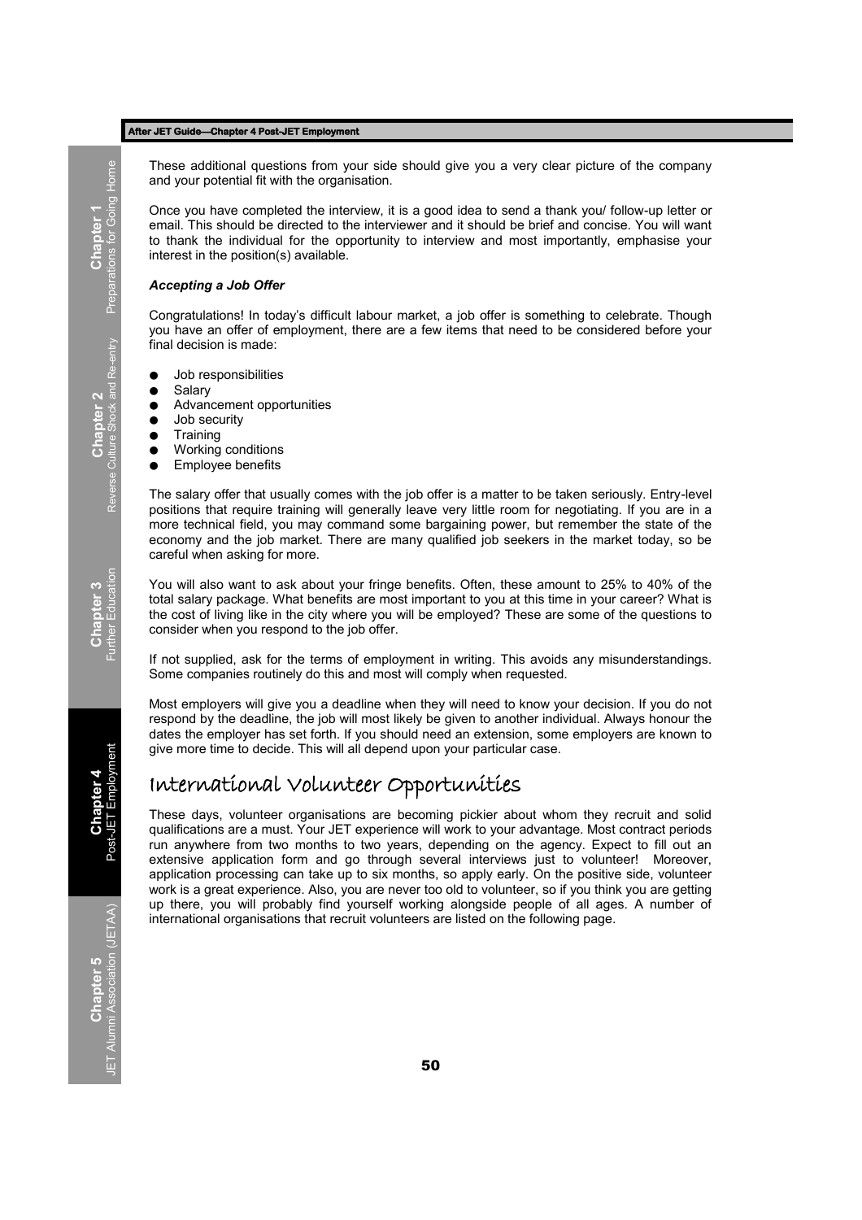These additional questions from your side should give you a very clear picture of the company and your potential fit with the organisation.

Once you have completed the interview, it is a good idea to send a thank you/ follow-up letter or email. This should be directed to the interviewer and it should be brief and concise. You will want to thank the individual for the opportunity to interview and most importantly, emphasise your interest in the position(s) available.

### *Accepting a Job Offer*

Congratulations! In today's difficult labour market, a job offer is something to celebrate. Though you have an offer of employment, there are a few items that need to be considered before your final decision is made:

- Job responsibilities
- Salary
- Advancement opportunities
- Job security
- Training
- Working conditions
- Employee benefits

The salary offer that usually comes with the job offer is a matter to be taken seriously. Entry-level positions that require training will generally leave very little room for negotiating. If you are in a more technical field, you may command some bargaining power, but remember the state of the economy and the job market. There are many qualified job seekers in the market today, so be careful when asking for more.

You will also want to ask about your fringe benefits. Often, these amount to 25% to 40% of the total salary package. What benefits are most important to you at this time in your career? What is the cost of living like in the city where you will be employed? These are some of the questions to consider when you respond to the job offer.

If not supplied, ask for the terms of employment in writing. This avoids any misunderstandings. Some companies routinely do this and most will comply when requested.

Most employers will give you a deadline when they will need to know your decision. If you do not respond by the deadline, the job will most likely be given to another individual. Always honour the dates the employer has set forth. If you should need an extension, some employers are known to give more time to decide. This will all depend upon your particular case.

## International Volunteer Opportunities

These days, volunteer organisations are becoming pickier about whom they recruit and solid qualifications are a must. Your JET experience will work to your advantage. Most contract periods run anywhere from two months to two years, depending on the agency. Expect to fill out an extensive application form and go through several interviews just to volunteer! Moreover, application processing can take up to six months, so apply early. On the positive side, volunteer work is a great experience. Also, you are never too old to volunteer, so if you think you are getting up there, you will probably find yourself working alongside people of all ages. A number of international organisations that recruit volunteers are listed on the following page.